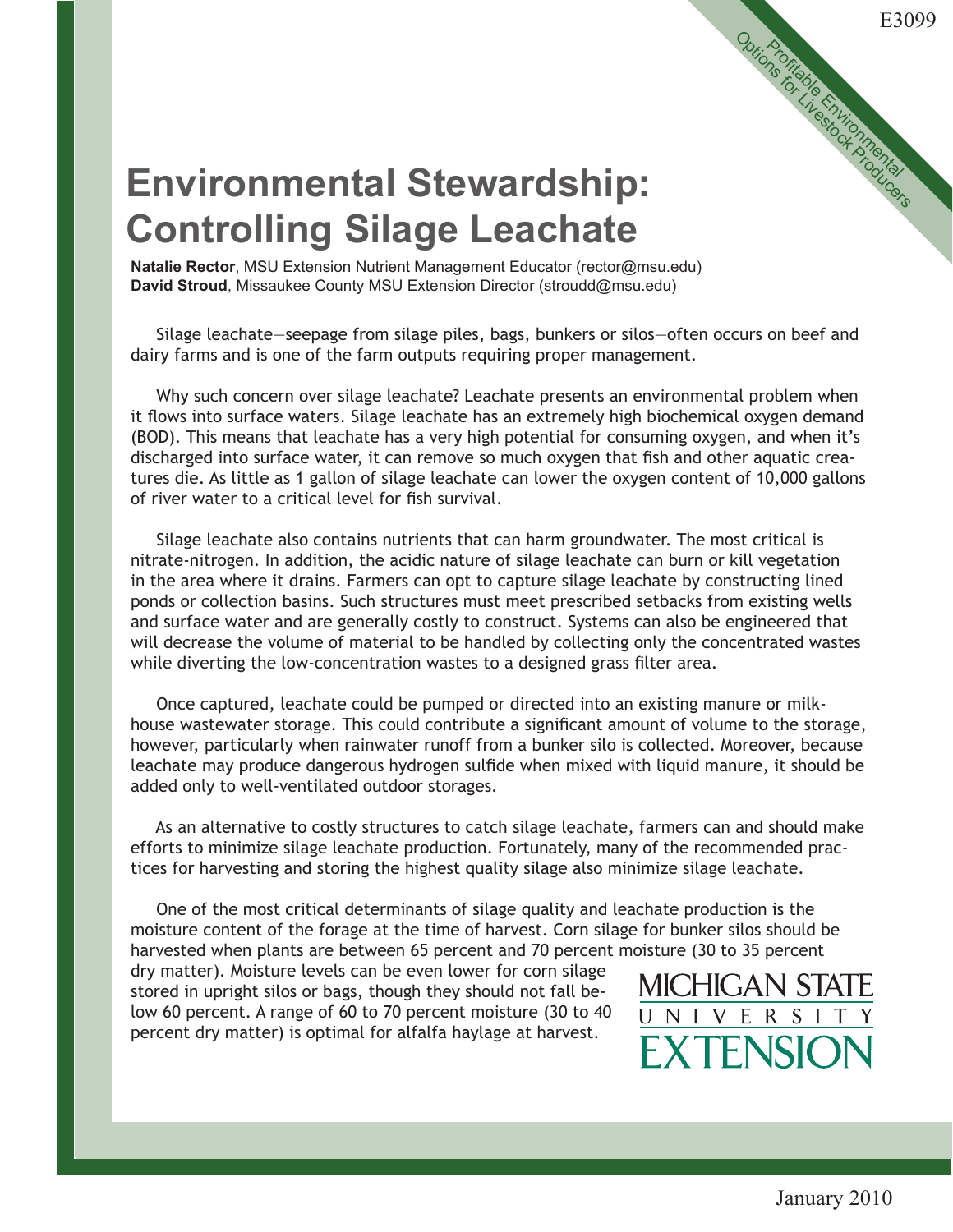E3099

Profitable Environmental Options for Livestock Producers

# Environmental Stewardship: Controlling Silage Leachate

**Natalie Rector**, MSU Extension Nutrient Management Educator (rector@msu.edu)
**David Stroud**, Missaukee County MSU Extension Director (stroudd@msu.edu)

Silage leachate—seepage from silage piles, bags, bunkers or silos—often occurs on beef and dairy farms and is one of the farm outputs requiring proper management.

Why such concern over silage leachate? Leachate presents an environmental problem when it flows into surface waters. Silage leachate has an extremely high biochemical oxygen demand (BOD). This means that leachate has a very high potential for consuming oxygen, and when it's discharged into surface water, it can remove so much oxygen that fish and other aquatic creatures die. As little as 1 gallon of silage leachate can lower the oxygen content of 10,000 gallons of river water to a critical level for fish survival.

Silage leachate also contains nutrients that can harm groundwater. The most critical is nitrate-nitrogen. In addition, the acidic nature of silage leachate can burn or kill vegetation in the area where it drains. Farmers can opt to capture silage leachate by constructing lined ponds or collection basins. Such structures must meet prescribed setbacks from existing wells and surface water and are generally costly to construct. Systems can also be engineered that will decrease the volume of material to be handled by collecting only the concentrated wastes while diverting the low-concentration wastes to a designed grass filter area.

Once captured, leachate could be pumped or directed into an existing manure or milkhouse wastewater storage. This could contribute a significant amount of volume to the storage, however, particularly when rainwater runoff from a bunker silo is collected. Moreover, because leachate may produce dangerous hydrogen sulfide when mixed with liquid manure, it should be added only to well-ventilated outdoor storages.

As an alternative to costly structures to catch silage leachate, farmers can and should make efforts to minimize silage leachate production. Fortunately, many of the recommended practices for harvesting and storing the highest quality silage also minimize silage leachate.

One of the most critical determinants of silage quality and leachate production is the moisture content of the forage at the time of harvest. Corn silage for bunker silos should be harvested when plants are between 65 percent and 70 percent moisture (30 to 35 percent dry matter). Moisture levels can be even lower for corn silage stored in upright silos or bags, though they should not fall below 60 percent. A range of 60 to 70 percent moisture (30 to 40 percent dry matter) is optimal for alfalfa haylage at harvest.

MICHIGAN STATE UNIVERSITY EXTENSION

January 2010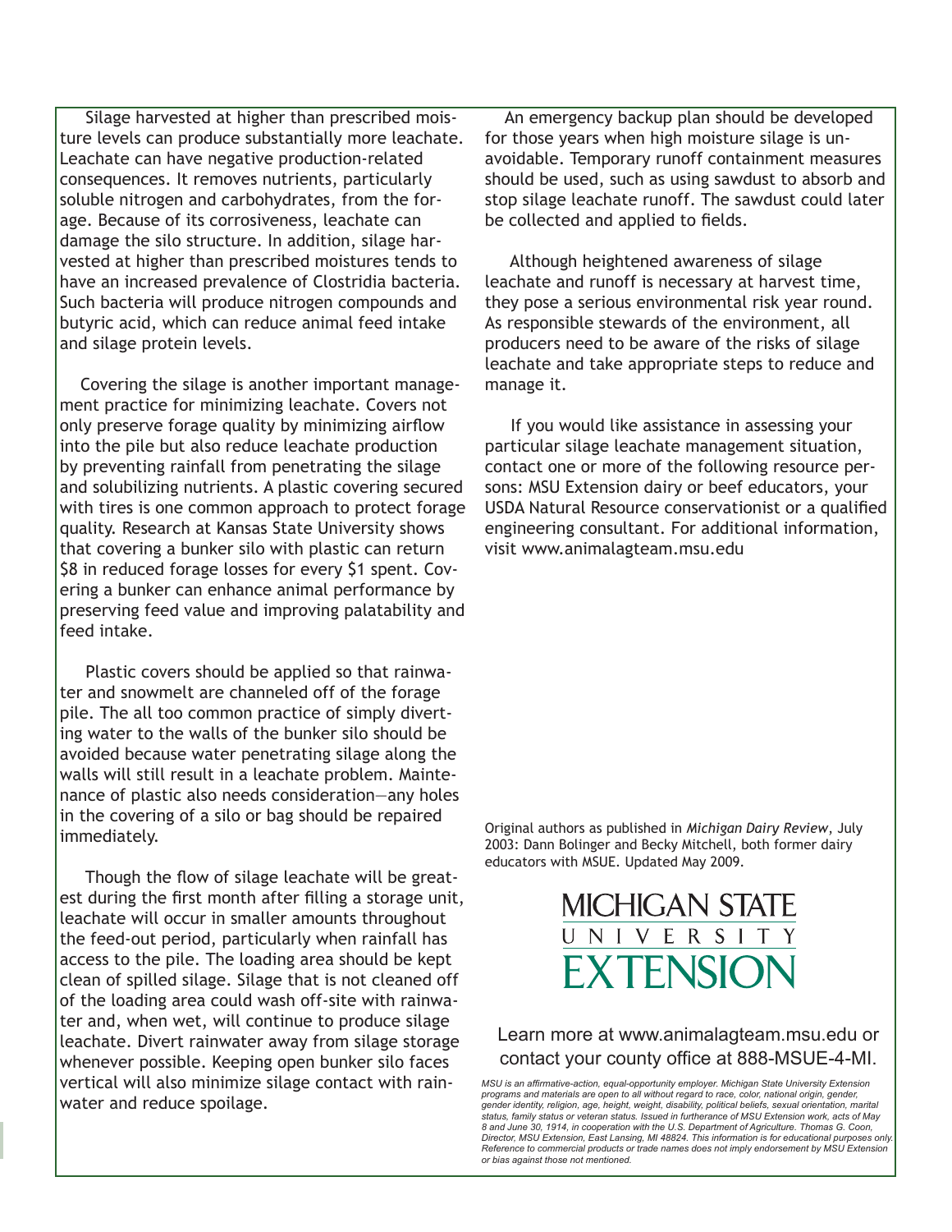Silage harvested at higher than prescribed moisture levels can produce substantially more leachate. Leachate can have negative production-related consequences. It removes nutrients, particularly soluble nitrogen and carbohydrates, from the forage. Because of its corrosiveness, leachate can damage the silo structure. In addition, silage harvested at higher than prescribed moistures tends to have an increased prevalence of Clostridia bacteria. Such bacteria will produce nitrogen compounds and butyric acid, which can reduce animal feed intake and silage protein levels.

Covering the silage is another important management practice for minimizing leachate. Covers not only preserve forage quality by minimizing airflow into the pile but also reduce leachate production by preventing rainfall from penetrating the silage and solubilizing nutrients. A plastic covering secured with tires is one common approach to protect forage quality. Research at Kansas State University shows that covering a bunker silo with plastic can return $8 in reduced forage losses for every $1 spent. Covering a bunker can enhance animal performance by preserving feed value and improving palatability and feed intake.

Plastic covers should be applied so that rainwater and snowmelt are channeled off of the forage pile. The all too common practice of simply diverting water to the walls of the bunker silo should be avoided because water penetrating silage along the walls will still result in a leachate problem. Maintenance of plastic also needs consideration—any holes in the covering of a silo or bag should be repaired immediately.

Though the flow of silage leachate will be greatest during the first month after filling a storage unit, leachate will occur in smaller amounts throughout the feed-out period, particularly when rainfall has access to the pile. The loading area should be kept clean of spilled silage. Silage that is not cleaned off of the loading area could wash off-site with rainwater and, when wet, will continue to produce silage leachate. Divert rainwater away from silage storage whenever possible. Keeping open bunker silo faces vertical will also minimize silage contact with rainwater and reduce spoilage.

An emergency backup plan should be developed for those years when high moisture silage is unavoidable. Temporary runoff containment measures should be used, such as using sawdust to absorb and stop silage leachate runoff. The sawdust could later be collected and applied to fields.

Although heightened awareness of silage leachate and runoff is necessary at harvest time, they pose a serious environmental risk year round. As responsible stewards of the environment, all producers need to be aware of the risks of silage leachate and take appropriate steps to reduce and manage it.

If you would like assistance in assessing your particular silage leachate management situation, contact one or more of the following resource persons: MSU Extension dairy or beef educators, your USDA Natural Resource conservationist or a qualified engineering consultant. For additional information, visit www.animalagteam.msu.edu

Original authors as published in *Michigan Dairy Review*, July 2003: Dann Bolinger and Becky Mitchell, both former dairy educators with MSUE. Updated May 2009.

MICHIGAN STATE UNIVERSITY EXTENSION

Learn more at www.animalagteam.msu.edu or contact your county office at 888-MSUE-4-MI.

*MSU is an affirmative-action, equal-opportunity employer. Michigan State University Extension programs and materials are open to all without regard to race, color, national origin, gender, gender identity, religion, age, height, weight, disability, political beliefs, sexual orientation, marital status, family status or veteran status. Issued in furtherance of MSU Extension work, acts of May 8 and June 30, 1914, in cooperation with the U.S. Department of Agriculture. Thomas G. Coon, Director, MSU Extension, East Lansing, MI 48824. This information is for educational purposes only. Reference to commercial products or trade names does not imply endorsement by MSU Extension or bias against those not mentioned.*